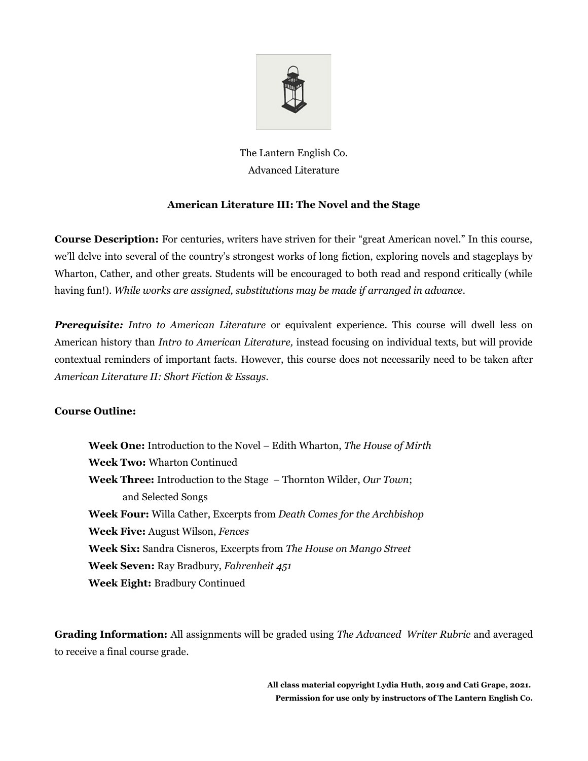The Lantern English Co.
Advanced Literature

# American Literature III: The Novel and the Stage

**Course Description:** For centuries, writers have striven for their "great American novel." In this course, we'll delve into several of the country's strongest works of long fiction, exploring novels and stageplays by Wharton, Cather, and other greats. Students will be encouraged to both read and respond critically (while having fun!). *While works are assigned, substitutions may be made if arranged in advance.*

***Prerequisite:*** *Intro to American Literature* or equivalent experience. This course will dwell less on American history than *Intro to American Literature,* instead focusing on individual texts, but will provide contextual reminders of important facts. However, this course does not necessarily need to be taken after *American Literature II: Short Fiction & Essays*.

**Course Outline:**

- **Week One:** Introduction to the Novel – Edith Wharton, *The House of Mirth*
- **Week Two:** Wharton Continued
- **Week Three:** Introduction to the Stage – Thornton Wilder, *Our Town*; and Selected Songs
- **Week Four:** Willa Cather, Excerpts from *Death Comes for the Archbishop*
- **Week Five:** August Wilson, *Fences*
- **Week Six:** Sandra Cisneros, Excerpts from *The House on Mango Street*
- **Week Seven:** Ray Bradbury, *Fahrenheit 451*
- **Week Eight:** Bradbury Continued

**Grading Information:** All assignments will be graded using *The Advanced Writer Rubric* and averaged to receive a final course grade.

**All class material copyright Lydia Huth, 2019 and Cati Grape, 2021.**
**Permission for use only by instructors of The Lantern English Co.**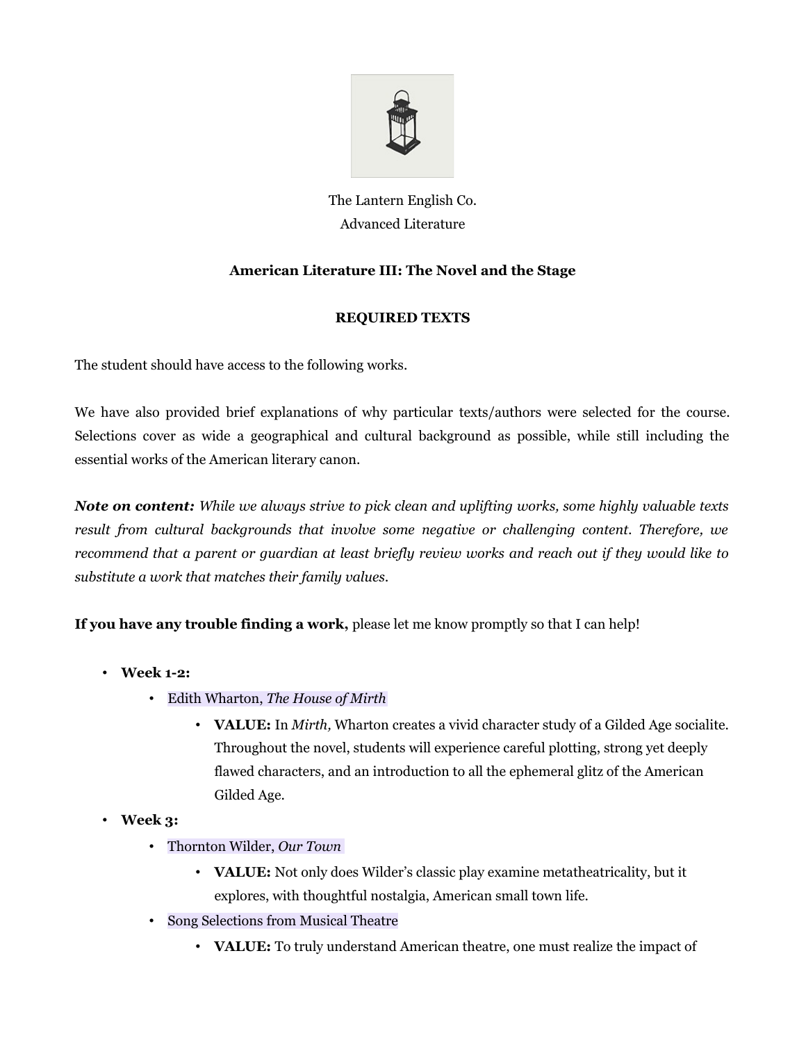The Lantern English Co.
Advanced Literature

**American Literature III: The Novel and the Stage**

**REQUIRED TEXTS**

The student should have access to the following works.

We have also provided brief explanations of why particular texts/authors were selected for the course. Selections cover as wide a geographical and cultural background as possible, while still including the essential works of the American literary canon.

***Note on content:*** *While we always strive to pick clean and uplifting works, some highly valuable texts result from cultural backgrounds that involve some negative or challenging content. Therefore, we recommend that a parent or guardian at least briefly review works and reach out if they would like to substitute a work that matches their family values.*

**If you have any trouble finding a work,** please let me know promptly so that I can help!

- **Week 1-2:**
  - Edith Wharton, *The House of Mirth*
    - **VALUE:** In *Mirth,* Wharton creates a vivid character study of a Gilded Age socialite. Throughout the novel, students will experience careful plotting, strong yet deeply flawed characters, and an introduction to all the ephemeral glitz of the American Gilded Age.
- **Week 3:**
  - Thornton Wilder, *Our Town*
    - **VALUE:** Not only does Wilder's classic play examine metatheatricality, but it explores, with thoughtful nostalgia, American small town life.
  - Song Selections from Musical Theatre
    - **VALUE:** To truly understand American theatre, one must realize the impact of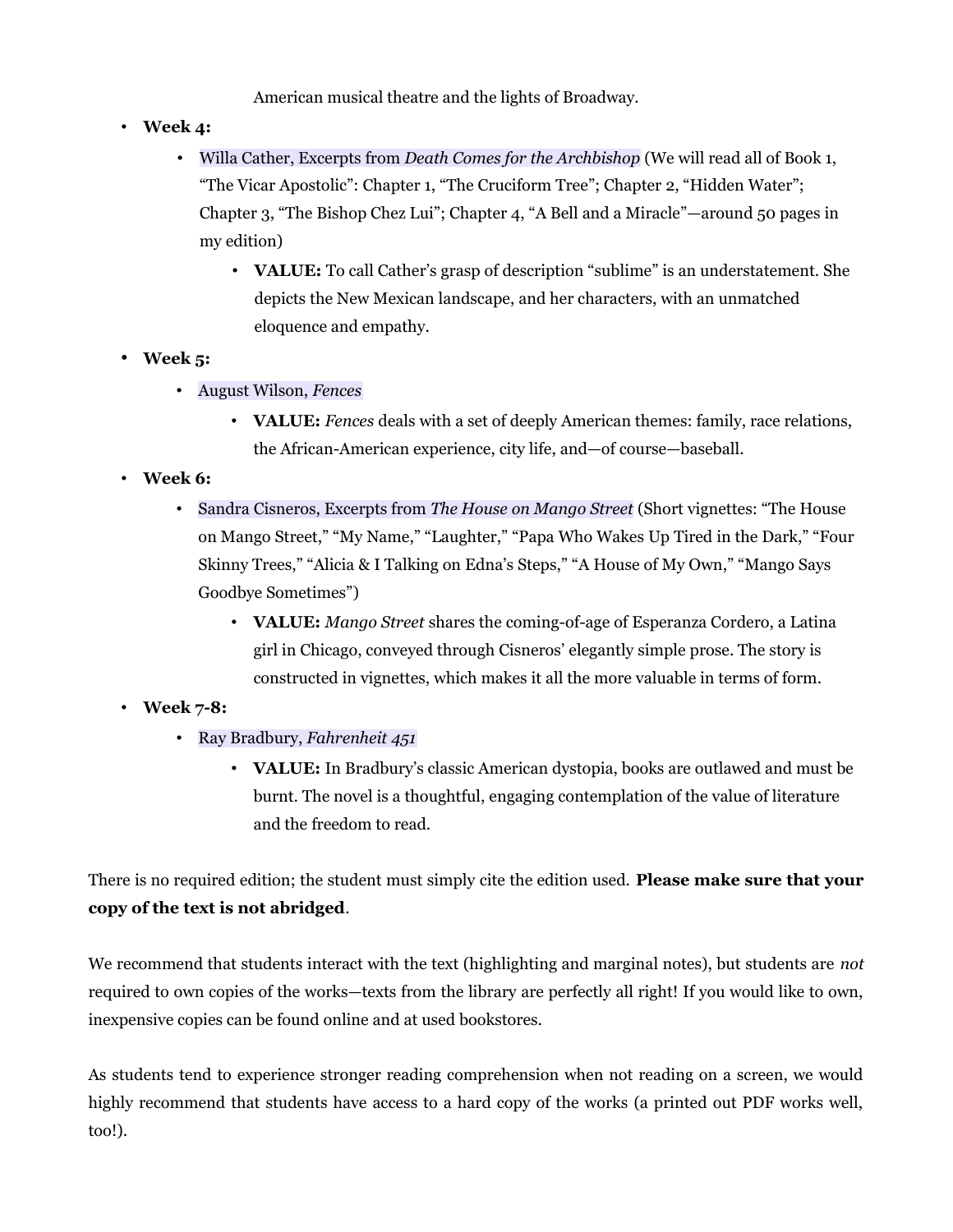American musical theatre and the lights of Broadway.

- **Week 4:**
    - Willa Cather, Excerpts from *Death Comes for the Archbishop* (We will read all of Book 1, "The Vicar Apostolic": Chapter 1, "The Cruciform Tree"; Chapter 2, "Hidden Water"; Chapter 3, "The Bishop Chez Lui"; Chapter 4, "A Bell and a Miracle"—around 50 pages in my edition)
        - **VALUE:** To call Cather's grasp of description "sublime" is an understatement. She depicts the New Mexican landscape, and her characters, with an unmatched eloquence and empathy.
- **Week 5:**
    - August Wilson, *Fences*
        - **VALUE:** *Fences* deals with a set of deeply American themes: family, race relations, the African-American experience, city life, and—of course—baseball.
- **Week 6:**
    - Sandra Cisneros, Excerpts from *The House on Mango Street* (Short vignettes: "The House on Mango Street," "My Name," "Laughter," "Papa Who Wakes Up Tired in the Dark," "Four Skinny Trees," "Alicia & I Talking on Edna's Steps," "A House of My Own," "Mango Says Goodbye Sometimes")
        - **VALUE:** *Mango Street* shares the coming-of-age of Esperanza Cordero, a Latina girl in Chicago, conveyed through Cisneros' elegantly simple prose. The story is constructed in vignettes, which makes it all the more valuable in terms of form.
- **Week 7-8:**
    - Ray Bradbury, *Fahrenheit 451*
        - **VALUE:** In Bradbury's classic American dystopia, books are outlawed and must be burnt. The novel is a thoughtful, engaging contemplation of the value of literature and the freedom to read.

There is no required edition; the student must simply cite the edition used. **Please make sure that your copy of the text is not abridged**.

We recommend that students interact with the text (highlighting and marginal notes), but students are *not* required to own copies of the works—texts from the library are perfectly all right! If you would like to own, inexpensive copies can be found online and at used bookstores.

As students tend to experience stronger reading comprehension when not reading on a screen, we would highly recommend that students have access to a hard copy of the works (a printed out PDF works well, too!).